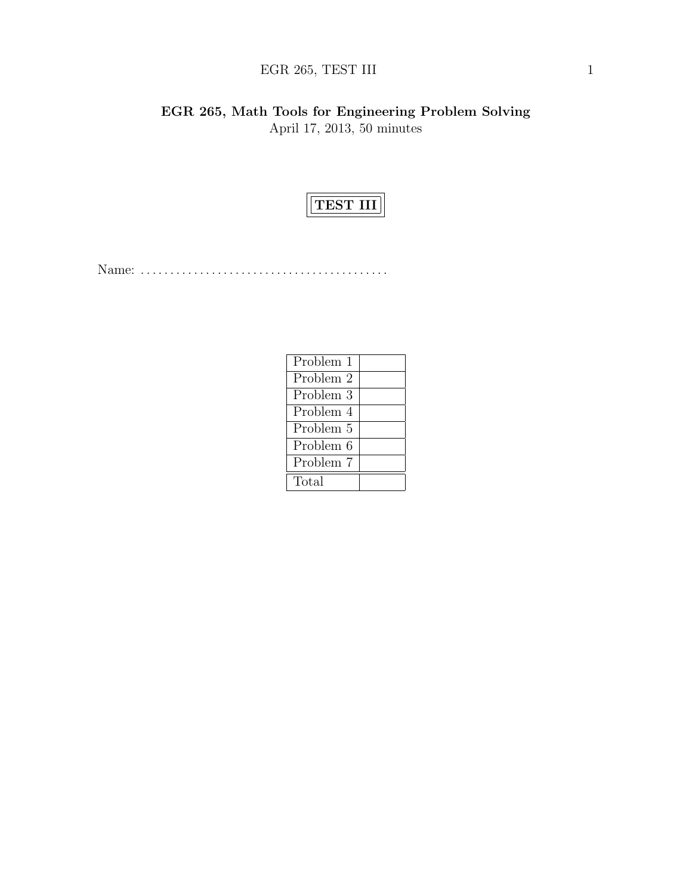**EGR 265, Math Tools for Engineering Problem Solving**

April 17, 2013, 50 minutes

**TEST III**

Name: . . . . . . . . . . . . . . . . . . . . . . . . . . . . . . . . . . . . . . . . .

| Problem 1 | |
|---|---|
| Problem 2 | |
| Problem 3 | |
| Problem 4 | |
| Problem 5 | |
| Problem 6 | |
| Problem 7 | |
| Total | |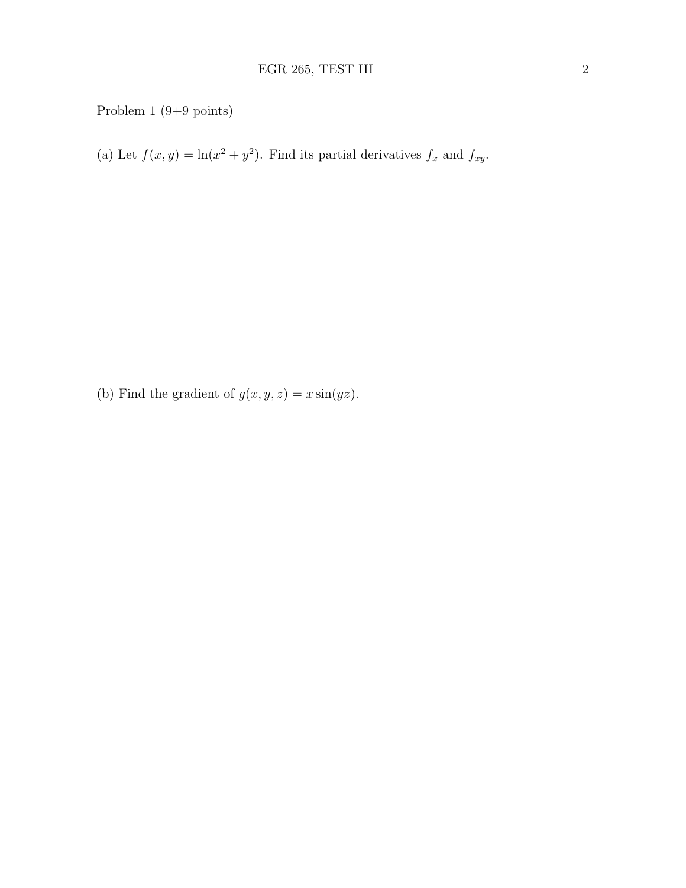Problem 1 (9+9 points)

(a) Let $f(x, y) = \ln(x^2 + y^2)$. Find its partial derivatives $f_x$ and $f_{xy}$.

(b) Find the gradient of $g(x, y, z) = x \sin(yz)$.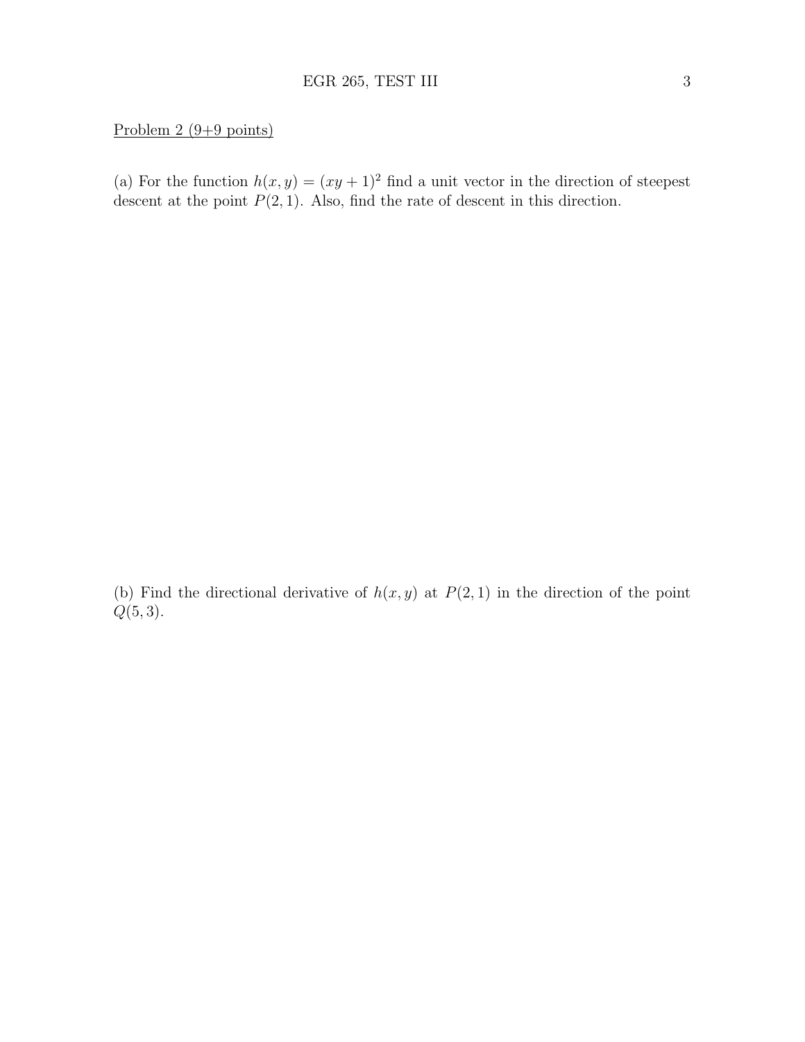Problem 2 (9+9 points)

(a) For the function $h(x, y) = (xy + 1)^2$ find a unit vector in the direction of steepest descent at the point $P(2, 1)$. Also, find the rate of descent in this direction.

(b) Find the directional derivative of $h(x, y)$ at $P(2, 1)$ in the direction of the point $Q(5, 3)$.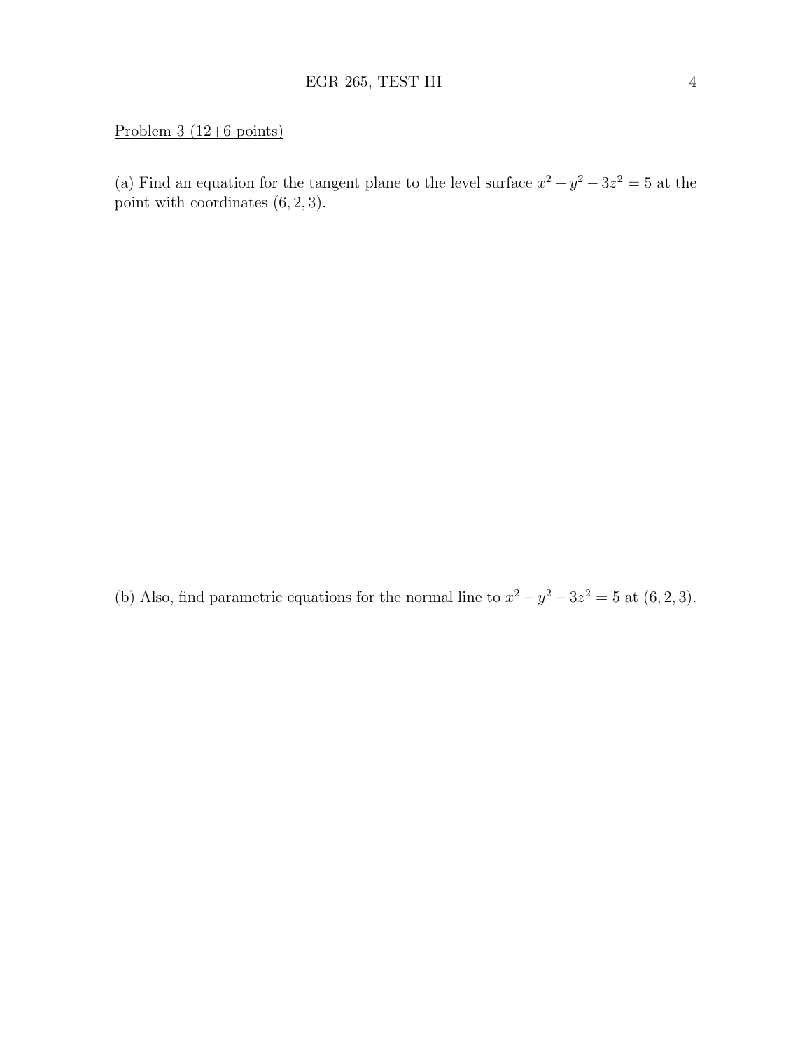Problem 3 (12+6 points)

(a) Find an equation for the tangent plane to the level surface $x^2 - y^2 - 3z^2 = 5$ at the point with coordinates $(6, 2, 3)$.

(b) Also, find parametric equations for the normal line to $x^2 - y^2 - 3z^2 = 5$ at $(6, 2, 3)$.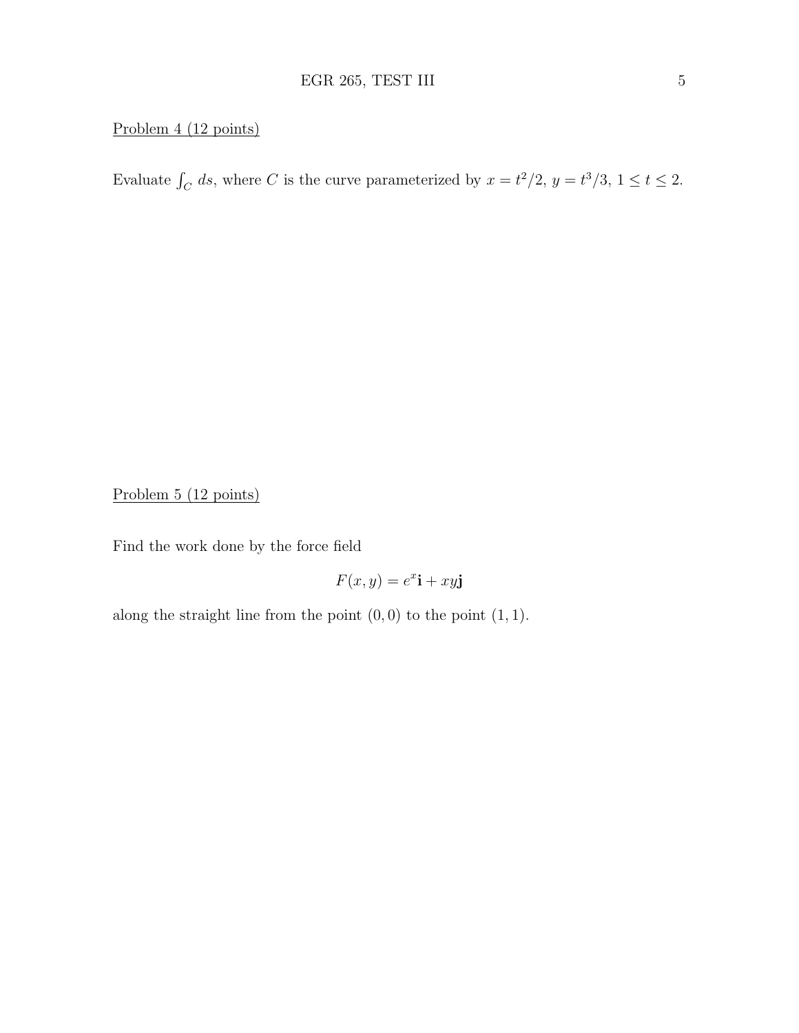Problem 4 (12 points)

Evaluate $\int_C ds$, where $C$ is the curve parameterized by $x = t^2/2$, $y = t^3/3$, $1 \leq t \leq 2$.

Problem 5 (12 points)

Find the work done by the force field

$$F(x, y) = e^x\mathbf{i} + xy\mathbf{j}$$

along the straight line from the point $(0, 0)$ to the point $(1, 1)$.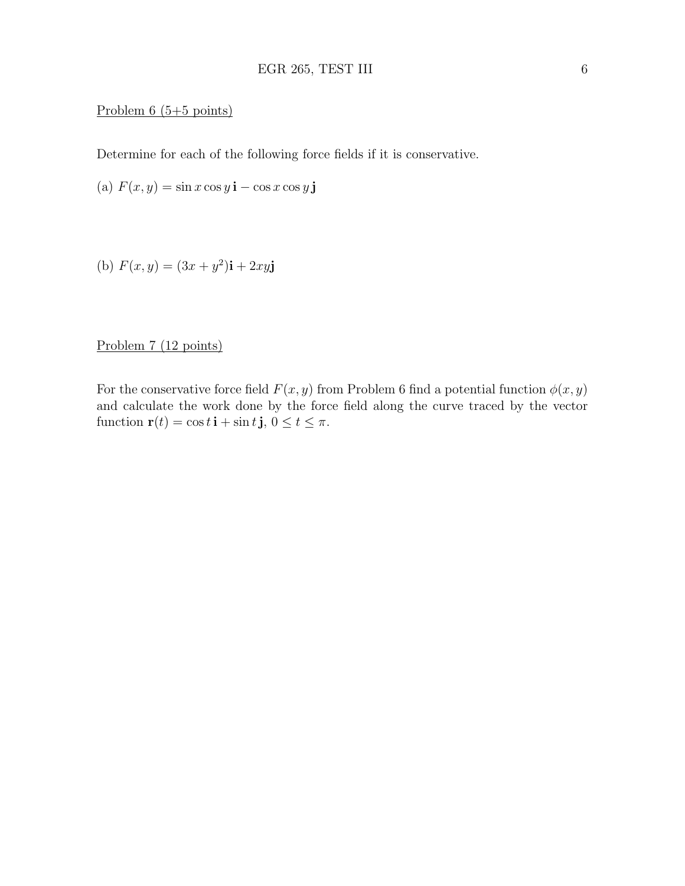Problem 6 (5+5 points)

Determine for each of the following force fields if it is conservative.

(a) $F(x, y) = \sin x \cos y \, \mathbf{i} - \cos x \cos y \, \mathbf{j}$

(b) $F(x, y) = (3x + y^2)\mathbf{i} + 2xy\mathbf{j}$

Problem 7 (12 points)

For the conservative force field $F(x, y)$ from Problem 6 find a potential function $\phi(x, y)$ and calculate the work done by the force field along the curve traced by the vector function $\mathbf{r}(t) = \cos t \, \mathbf{i} + \sin t \, \mathbf{j}$, $0 \leq t \leq \pi$.